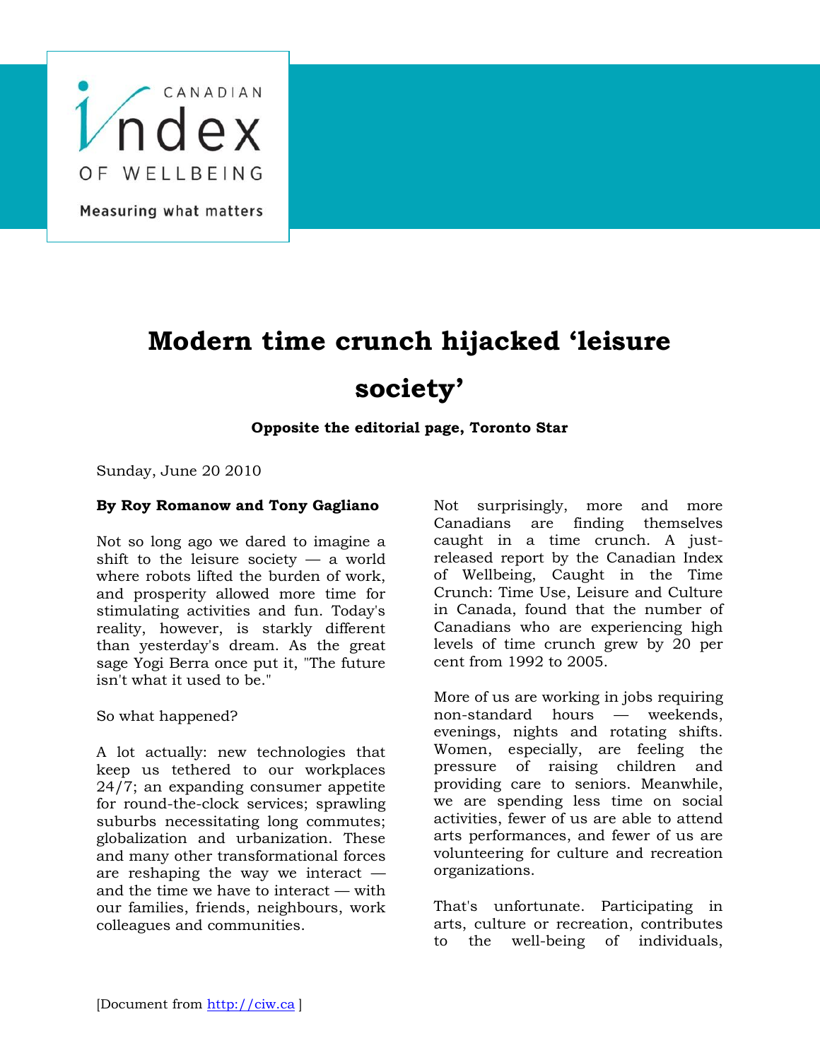CANADIAN Index OF WELLBEING

Measuring what matters

# Modern time crunch hijacked 'leisure society'

**Opposite the editorial page, Toronto Star**

Sunday, June 20 2010

**By Roy Romanow and Tony Gagliano**

Not so long ago we dared to imagine a shift to the leisure society — a world where robots lifted the burden of work, and prosperity allowed more time for stimulating activities and fun. Today's reality, however, is starkly different than yesterday's dream. As the great sage Yogi Berra once put it, "The future isn't what it used to be."

So what happened?

A lot actually: new technologies that keep us tethered to our workplaces 24/7; an expanding consumer appetite for round-the-clock services; sprawling suburbs necessitating long commutes; globalization and urbanization. These and many other transformational forces are reshaping the way we interact — and the time we have to interact — with our families, friends, neighbours, work colleagues and communities.

Not surprisingly, more and more Canadians are finding themselves caught in a time crunch. A just-released report by the Canadian Index of Wellbeing, Caught in the Time Crunch: Time Use, Leisure and Culture in Canada, found that the number of Canadians who are experiencing high levels of time crunch grew by 20 per cent from 1992 to 2005.

More of us are working in jobs requiring non-standard hours — weekends, evenings, nights and rotating shifts. Women, especially, are feeling the pressure of raising children and providing care to seniors. Meanwhile, we are spending less time on social activities, fewer of us are able to attend arts performances, and fewer of us are volunteering for culture and recreation organizations.

That's unfortunate. Participating in arts, culture or recreation, contributes to the well-being of individuals,

[Document from http://ciw.ca ]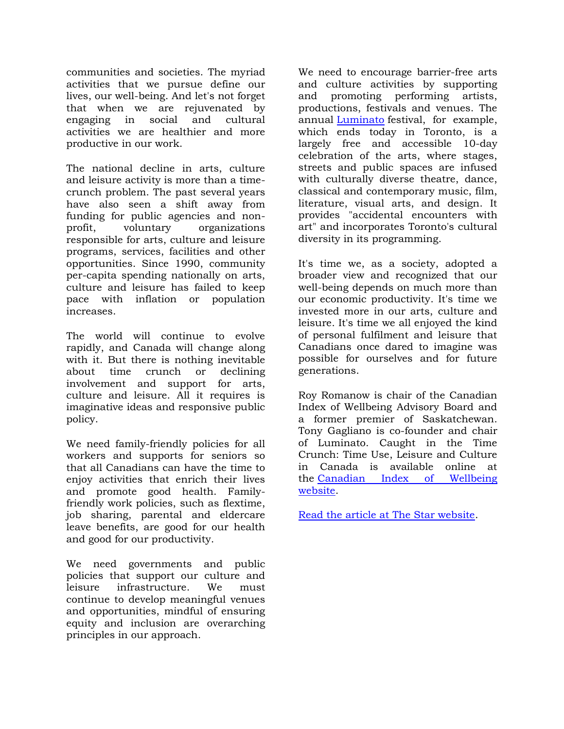communities and societies. The myriad activities that we pursue define our lives, our well-being. And let's not forget that when we are rejuvenated by engaging in social and cultural activities we are healthier and more productive in our work.

The national decline in arts, culture and leisure activity is more than a time-crunch problem. The past several years have also seen a shift away from funding for public agencies and non-profit, voluntary organizations responsible for arts, culture and leisure programs, services, facilities and other opportunities. Since 1990, community per-capita spending nationally on arts, culture and leisure has failed to keep pace with inflation or population increases.

The world will continue to evolve rapidly, and Canada will change along with it. But there is nothing inevitable about time crunch or declining involvement and support for arts, culture and leisure. All it requires is imaginative ideas and responsive public policy.

We need family-friendly policies for all workers and supports for seniors so that all Canadians can have the time to enjoy activities that enrich their lives and promote good health. Family-friendly work policies, such as flextime, job sharing, parental and eldercare leave benefits, are good for our health and good for our productivity.

We need governments and public policies that support our culture and leisure infrastructure. We must continue to develop meaningful venues and opportunities, mindful of ensuring equity and inclusion are overarching principles in our approach.

We need to encourage barrier-free arts and culture activities by supporting and promoting performing artists, productions, festivals and venues. The annual Luminato festival, for example, which ends today in Toronto, is a largely free and accessible 10-day celebration of the arts, where stages, streets and public spaces are infused with culturally diverse theatre, dance, classical and contemporary music, film, literature, visual arts, and design. It provides "accidental encounters with art" and incorporates Toronto's cultural diversity in its programming.

It's time we, as a society, adopted a broader view and recognized that our well-being depends on much more than our economic productivity. It's time we invested more in our arts, culture and leisure. It's time we all enjoyed the kind of personal fulfilment and leisure that Canadians once dared to imagine was possible for ourselves and for future generations.

Roy Romanow is chair of the Canadian Index of Wellbeing Advisory Board and a former premier of Saskatchewan. Tony Gagliano is co-founder and chair of Luminato. Caught in the Time Crunch: Time Use, Leisure and Culture in Canada is available online at the Canadian Index of Wellbeing website.

Read the article at The Star website.